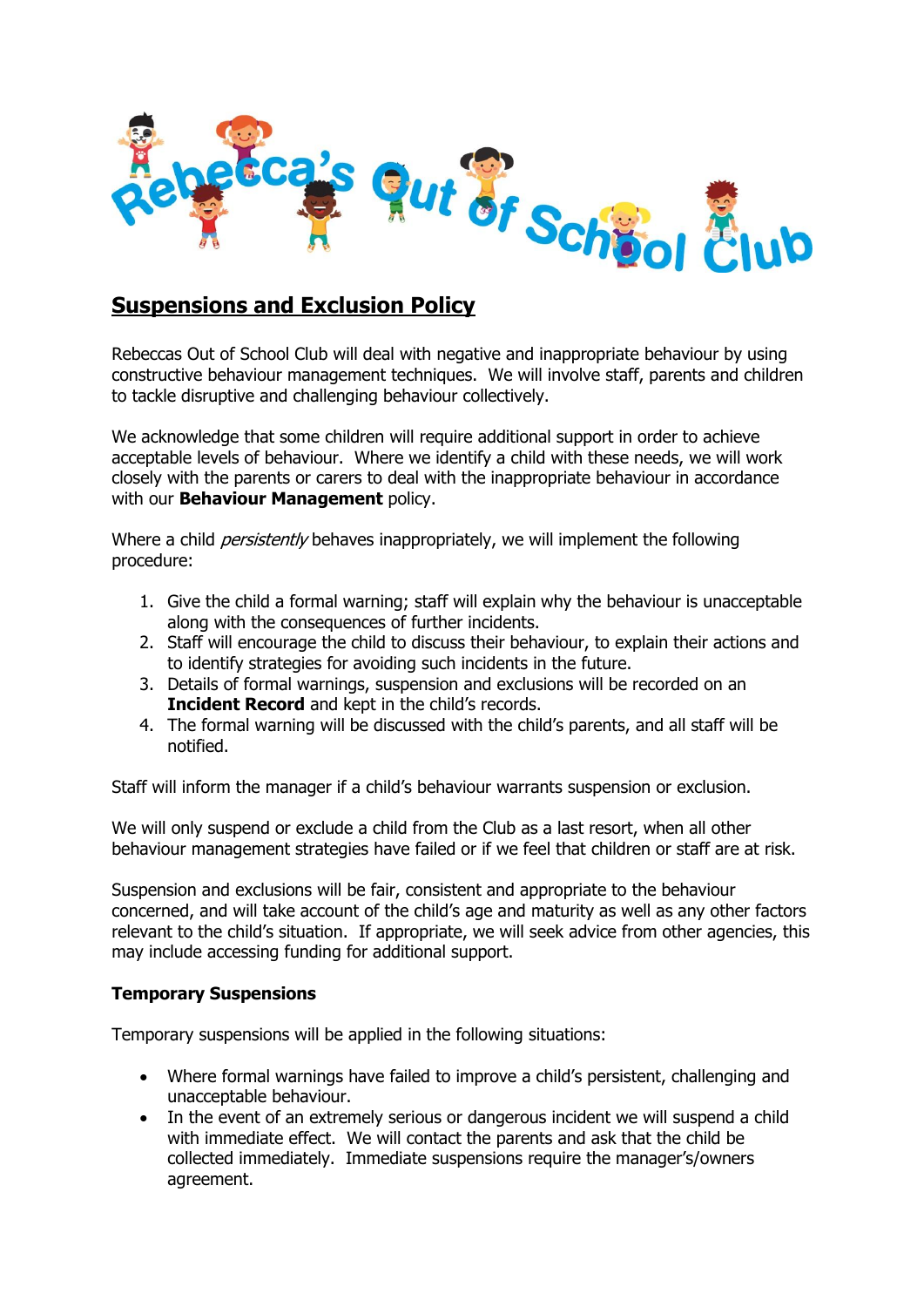# Rebecca's Out Of School Club

## Suspensions and Exclusion Policy

Rebeccas Out of School Club will deal with negative and inappropriate behaviour by using constructive behaviour management techniques. We will involve staff, parents and children to tackle disruptive and challenging behaviour collectively.

We acknowledge that some children will require additional support in order to achieve acceptable levels of behaviour. Where we identify a child with these needs, we will work closely with the parents or carers to deal with the inappropriate behaviour in accordance with our **Behaviour Management** policy.

Where a child *persistently* behaves inappropriately, we will implement the following procedure:

1. Give the child a formal warning; staff will explain why the behaviour is unacceptable along with the consequences of further incidents.
2. Staff will encourage the child to discuss their behaviour, to explain their actions and to identify strategies for avoiding such incidents in the future.
3. Details of formal warnings, suspension and exclusions will be recorded on an **Incident Record** and kept in the child's records.
4. The formal warning will be discussed with the child's parents, and all staff will be notified.

Staff will inform the manager if a child's behaviour warrants suspension or exclusion.

We will only suspend or exclude a child from the Club as a last resort, when all other behaviour management strategies have failed or if we feel that children or staff are at risk.

Suspension and exclusions will be fair, consistent and appropriate to the behaviour concerned, and will take account of the child's age and maturity as well as any other factors relevant to the child's situation. If appropriate, we will seek advice from other agencies, this may include accessing funding for additional support.

### Temporary Suspensions

Temporary suspensions will be applied in the following situations:

- Where formal warnings have failed to improve a child's persistent, challenging and unacceptable behaviour.
- In the event of an extremely serious or dangerous incident we will suspend a child with immediate effect. We will contact the parents and ask that the child be collected immediately. Immediate suspensions require the manager's/owners agreement.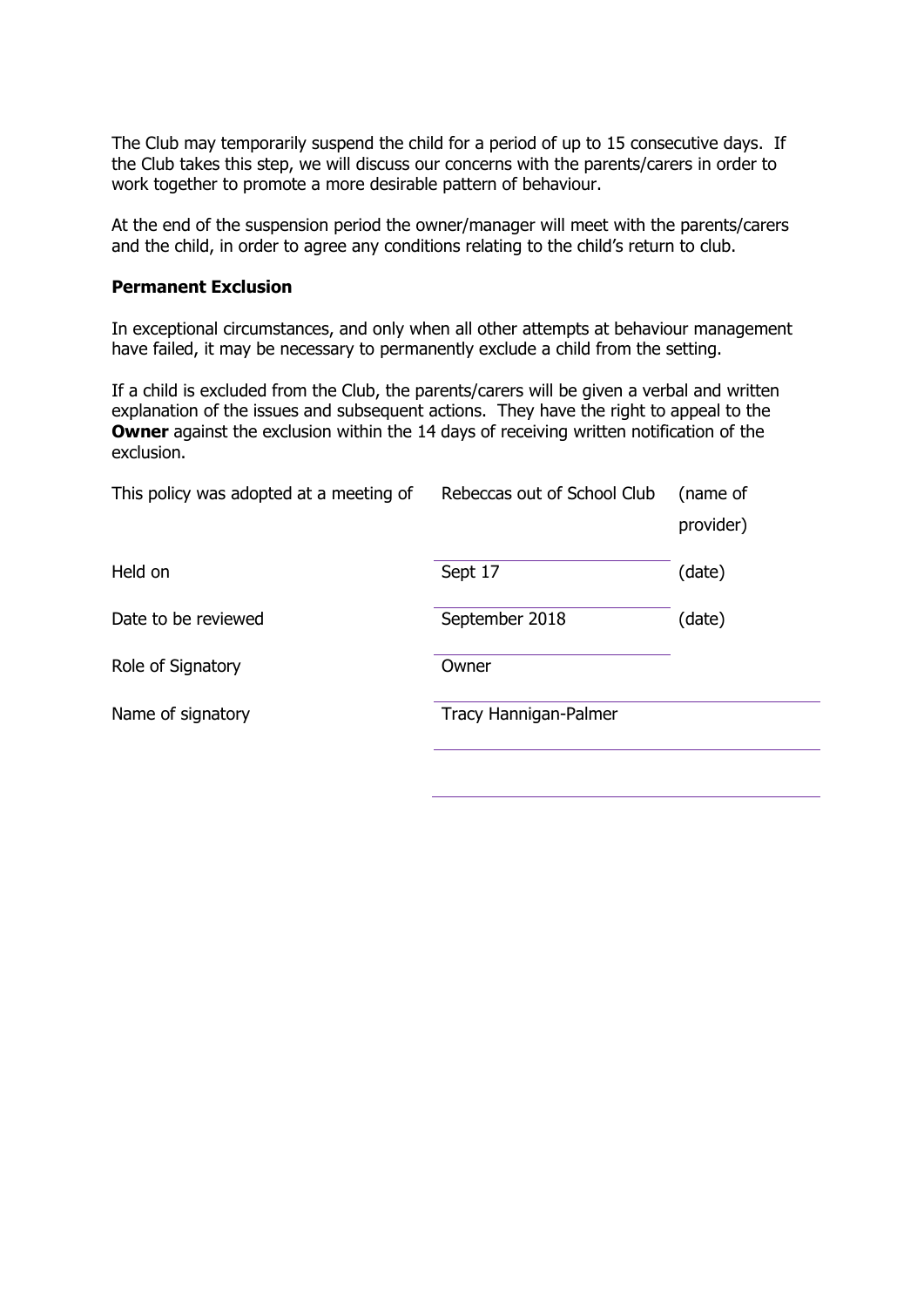The Club may temporarily suspend the child for a period of up to 15 consecutive days. If the Club takes this step, we will discuss our concerns with the parents/carers in order to work together to promote a more desirable pattern of behaviour.

At the end of the suspension period the owner/manager will meet with the parents/carers and the child, in order to agree any conditions relating to the child's return to club.

**Permanent Exclusion**

In exceptional circumstances, and only when all other attempts at behaviour management have failed, it may be necessary to permanently exclude a child from the setting.

If a child is excluded from the Club, the parents/carers will be given a verbal and written explanation of the issues and subsequent actions. They have the right to appeal to the **Owner** against the exclusion within the 14 days of receiving written notification of the exclusion.

| | | |
|---|---|---|
| This policy was adopted at a meeting of | Rebeccas out of School Club | (name of provider) |
| Held on | Sept 17 | (date) |
| Date to be reviewed | September 2018 | (date) |
| Role of Signatory | Owner | |
| Name of signatory | Tracy Hannigan-Palmer | |